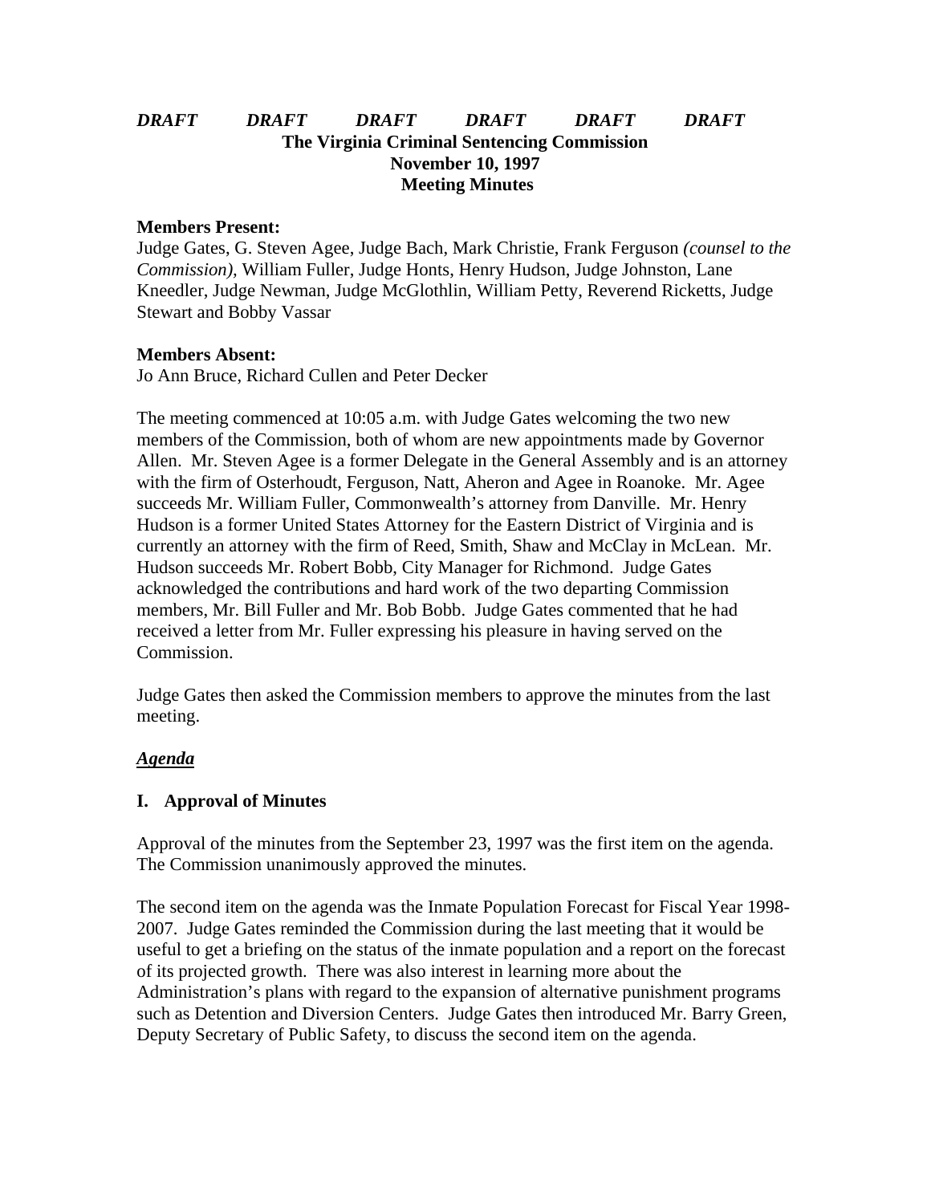***DRAFT DRAFT DRAFT DRAFT DRAFT DRAFT***

**The Virginia Criminal Sentencing Commission**
**November 10, 1997**
**Meeting Minutes**

**Members Present:**
Judge Gates, G. Steven Agee, Judge Bach, Mark Christie, Frank Ferguson *(counsel to the Commission),* William Fuller, Judge Honts, Henry Hudson, Judge Johnston, Lane Kneedler, Judge Newman, Judge McGlothlin, William Petty, Reverend Ricketts, Judge Stewart and Bobby Vassar

**Members Absent:**
Jo Ann Bruce, Richard Cullen and Peter Decker

The meeting commenced at 10:05 a.m. with Judge Gates welcoming the two new members of the Commission, both of whom are new appointments made by Governor Allen. Mr. Steven Agee is a former Delegate in the General Assembly and is an attorney with the firm of Osterhoudt, Ferguson, Natt, Aheron and Agee in Roanoke. Mr. Agee succeeds Mr. William Fuller, Commonwealth's attorney from Danville. Mr. Henry Hudson is a former United States Attorney for the Eastern District of Virginia and is currently an attorney with the firm of Reed, Smith, Shaw and McClay in McLean. Mr. Hudson succeeds Mr. Robert Bobb, City Manager for Richmond. Judge Gates acknowledged the contributions and hard work of the two departing Commission members, Mr. Bill Fuller and Mr. Bob Bobb. Judge Gates commented that he had received a letter from Mr. Fuller expressing his pleasure in having served on the Commission.

Judge Gates then asked the Commission members to approve the minutes from the last meeting.

***Agenda***

**I. Approval of Minutes**

Approval of the minutes from the September 23, 1997 was the first item on the agenda. The Commission unanimously approved the minutes.

The second item on the agenda was the Inmate Population Forecast for Fiscal Year 1998-2007. Judge Gates reminded the Commission during the last meeting that it would be useful to get a briefing on the status of the inmate population and a report on the forecast of its projected growth. There was also interest in learning more about the Administration's plans with regard to the expansion of alternative punishment programs such as Detention and Diversion Centers. Judge Gates then introduced Mr. Barry Green, Deputy Secretary of Public Safety, to discuss the second item on the agenda.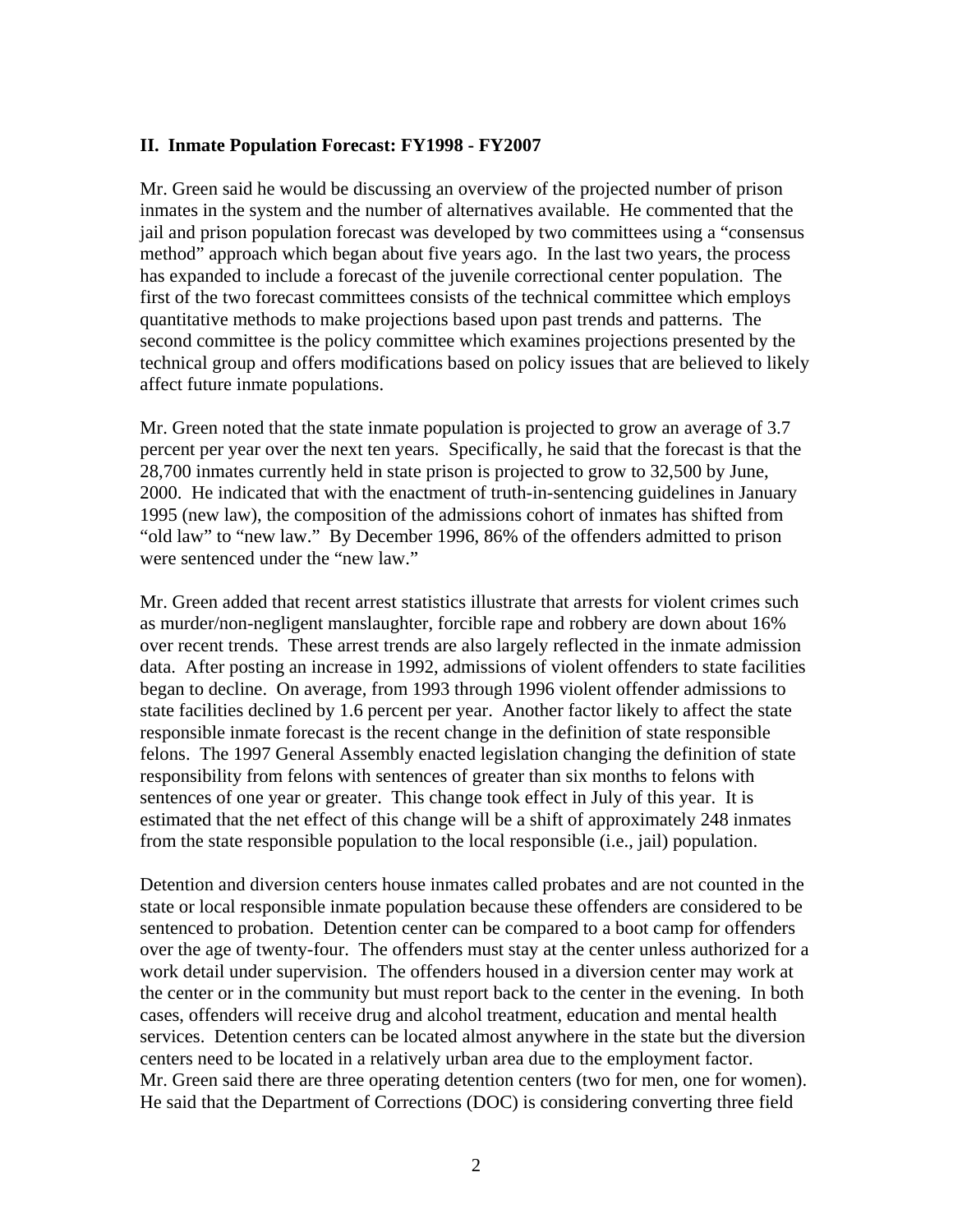## II. Inmate Population Forecast: FY1998 - FY2007

Mr. Green said he would be discussing an overview of the projected number of prison inmates in the system and the number of alternatives available. He commented that the jail and prison population forecast was developed by two committees using a "consensus method" approach which began about five years ago. In the last two years, the process has expanded to include a forecast of the juvenile correctional center population. The first of the two forecast committees consists of the technical committee which employs quantitative methods to make projections based upon past trends and patterns. The second committee is the policy committee which examines projections presented by the technical group and offers modifications based on policy issues that are believed to likely affect future inmate populations.

Mr. Green noted that the state inmate population is projected to grow an average of 3.7 percent per year over the next ten years. Specifically, he said that the forecast is that the 28,700 inmates currently held in state prison is projected to grow to 32,500 by June, 2000. He indicated that with the enactment of truth-in-sentencing guidelines in January 1995 (new law), the composition of the admissions cohort of inmates has shifted from "old law" to "new law." By December 1996, 86% of the offenders admitted to prison were sentenced under the "new law."

Mr. Green added that recent arrest statistics illustrate that arrests for violent crimes such as murder/non-negligent manslaughter, forcible rape and robbery are down about 16% over recent trends. These arrest trends are also largely reflected in the inmate admission data. After posting an increase in 1992, admissions of violent offenders to state facilities began to decline. On average, from 1993 through 1996 violent offender admissions to state facilities declined by 1.6 percent per year. Another factor likely to affect the state responsible inmate forecast is the recent change in the definition of state responsible felons. The 1997 General Assembly enacted legislation changing the definition of state responsibility from felons with sentences of greater than six months to felons with sentences of one year or greater. This change took effect in July of this year. It is estimated that the net effect of this change will be a shift of approximately 248 inmates from the state responsible population to the local responsible (i.e., jail) population.

Detention and diversion centers house inmates called probates and are not counted in the state or local responsible inmate population because these offenders are considered to be sentenced to probation. Detention center can be compared to a boot camp for offenders over the age of twenty-four. The offenders must stay at the center unless authorized for a work detail under supervision. The offenders housed in a diversion center may work at the center or in the community but must report back to the center in the evening. In both cases, offenders will receive drug and alcohol treatment, education and mental health services. Detention centers can be located almost anywhere in the state but the diversion centers need to be located in a relatively urban area due to the employment factor. Mr. Green said there are three operating detention centers (two for men, one for women). He said that the Department of Corrections (DOC) is considering converting three field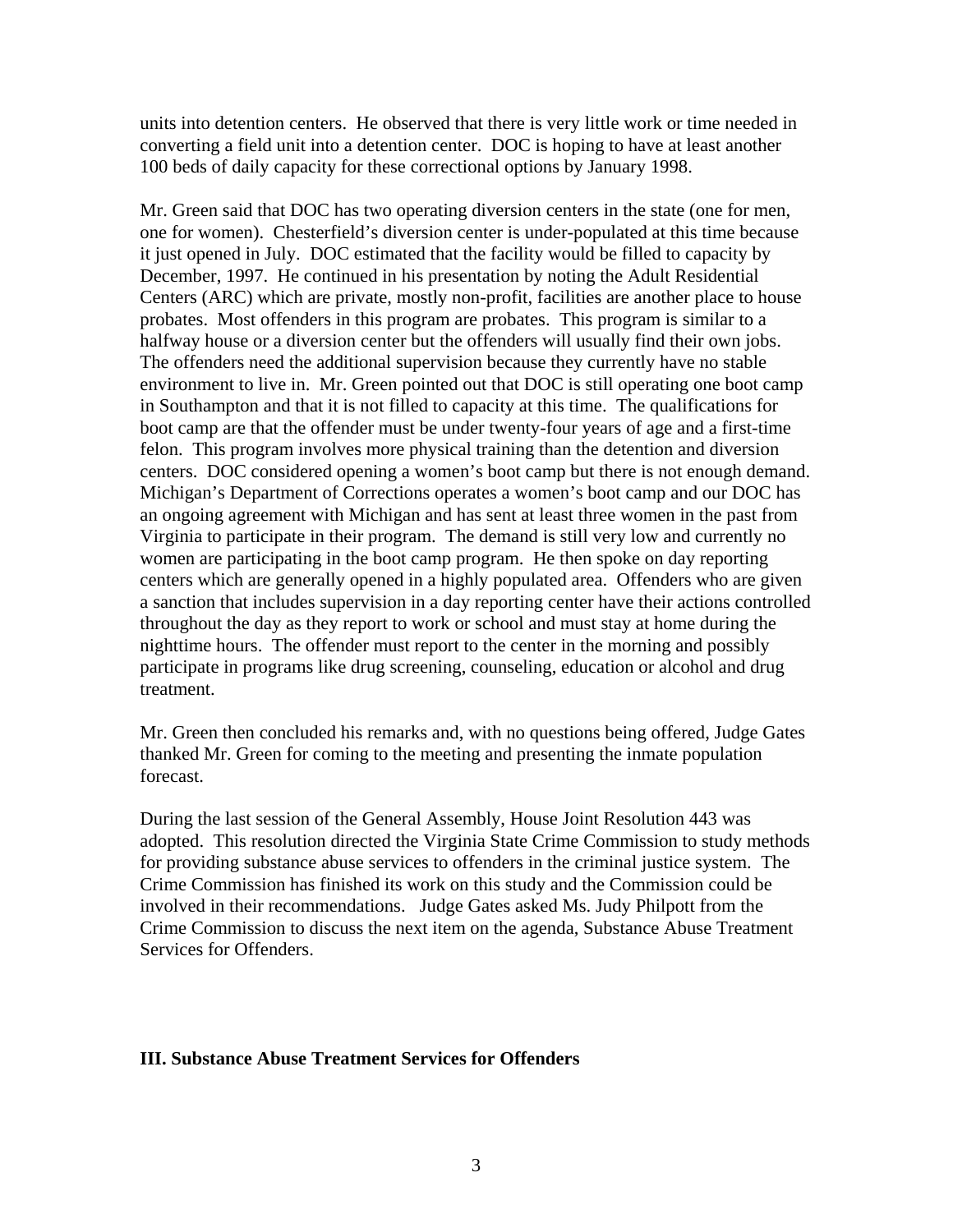units into detention centers. He observed that there is very little work or time needed in converting a field unit into a detention center. DOC is hoping to have at least another 100 beds of daily capacity for these correctional options by January 1998.

Mr. Green said that DOC has two operating diversion centers in the state (one for men, one for women). Chesterfield's diversion center is under-populated at this time because it just opened in July. DOC estimated that the facility would be filled to capacity by December, 1997. He continued in his presentation by noting the Adult Residential Centers (ARC) which are private, mostly non-profit, facilities are another place to house probates. Most offenders in this program are probates. This program is similar to a halfway house or a diversion center but the offenders will usually find their own jobs. The offenders need the additional supervision because they currently have no stable environment to live in. Mr. Green pointed out that DOC is still operating one boot camp in Southampton and that it is not filled to capacity at this time. The qualifications for boot camp are that the offender must be under twenty-four years of age and a first-time felon. This program involves more physical training than the detention and diversion centers. DOC considered opening a women's boot camp but there is not enough demand. Michigan's Department of Corrections operates a women's boot camp and our DOC has an ongoing agreement with Michigan and has sent at least three women in the past from Virginia to participate in their program. The demand is still very low and currently no women are participating in the boot camp program. He then spoke on day reporting centers which are generally opened in a highly populated area. Offenders who are given a sanction that includes supervision in a day reporting center have their actions controlled throughout the day as they report to work or school and must stay at home during the nighttime hours. The offender must report to the center in the morning and possibly participate in programs like drug screening, counseling, education or alcohol and drug treatment.

Mr. Green then concluded his remarks and, with no questions being offered, Judge Gates thanked Mr. Green for coming to the meeting and presenting the inmate population forecast.

During the last session of the General Assembly, House Joint Resolution 443 was adopted. This resolution directed the Virginia State Crime Commission to study methods for providing substance abuse services to offenders in the criminal justice system. The Crime Commission has finished its work on this study and the Commission could be involved in their recommendations. Judge Gates asked Ms. Judy Philpott from the Crime Commission to discuss the next item on the agenda, Substance Abuse Treatment Services for Offenders.

## III. Substance Abuse Treatment Services for Offenders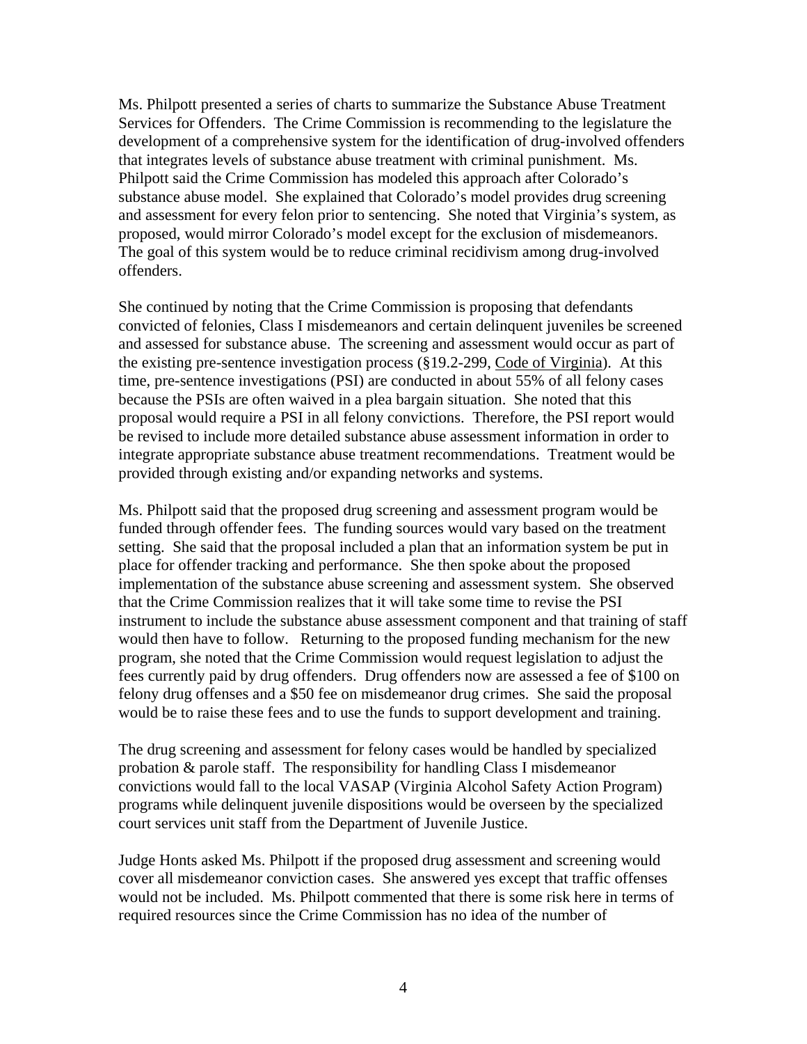Ms. Philpott presented a series of charts to summarize the Substance Abuse Treatment Services for Offenders. The Crime Commission is recommending to the legislature the development of a comprehensive system for the identification of drug-involved offenders that integrates levels of substance abuse treatment with criminal punishment. Ms. Philpott said the Crime Commission has modeled this approach after Colorado's substance abuse model. She explained that Colorado's model provides drug screening and assessment for every felon prior to sentencing. She noted that Virginia's system, as proposed, would mirror Colorado's model except for the exclusion of misdemeanors. The goal of this system would be to reduce criminal recidivism among drug-involved offenders.

She continued by noting that the Crime Commission is proposing that defendants convicted of felonies, Class I misdemeanors and certain delinquent juveniles be screened and assessed for substance abuse. The screening and assessment would occur as part of the existing pre-sentence investigation process (§19.2-299, Code of Virginia). At this time, pre-sentence investigations (PSI) are conducted in about 55% of all felony cases because the PSIs are often waived in a plea bargain situation. She noted that this proposal would require a PSI in all felony convictions. Therefore, the PSI report would be revised to include more detailed substance abuse assessment information in order to integrate appropriate substance abuse treatment recommendations. Treatment would be provided through existing and/or expanding networks and systems.

Ms. Philpott said that the proposed drug screening and assessment program would be funded through offender fees. The funding sources would vary based on the treatment setting. She said that the proposal included a plan that an information system be put in place for offender tracking and performance. She then spoke about the proposed implementation of the substance abuse screening and assessment system. She observed that the Crime Commission realizes that it will take some time to revise the PSI instrument to include the substance abuse assessment component and that training of staff would then have to follow. Returning to the proposed funding mechanism for the new program, she noted that the Crime Commission would request legislation to adjust the fees currently paid by drug offenders. Drug offenders now are assessed a fee of $100 on felony drug offenses and a $50 fee on misdemeanor drug crimes. She said the proposal would be to raise these fees and to use the funds to support development and training.

The drug screening and assessment for felony cases would be handled by specialized probation & parole staff. The responsibility for handling Class I misdemeanor convictions would fall to the local VASAP (Virginia Alcohol Safety Action Program) programs while delinquent juvenile dispositions would be overseen by the specialized court services unit staff from the Department of Juvenile Justice.

Judge Honts asked Ms. Philpott if the proposed drug assessment and screening would cover all misdemeanor conviction cases. She answered yes except that traffic offenses would not be included. Ms. Philpott commented that there is some risk here in terms of required resources since the Crime Commission has no idea of the number of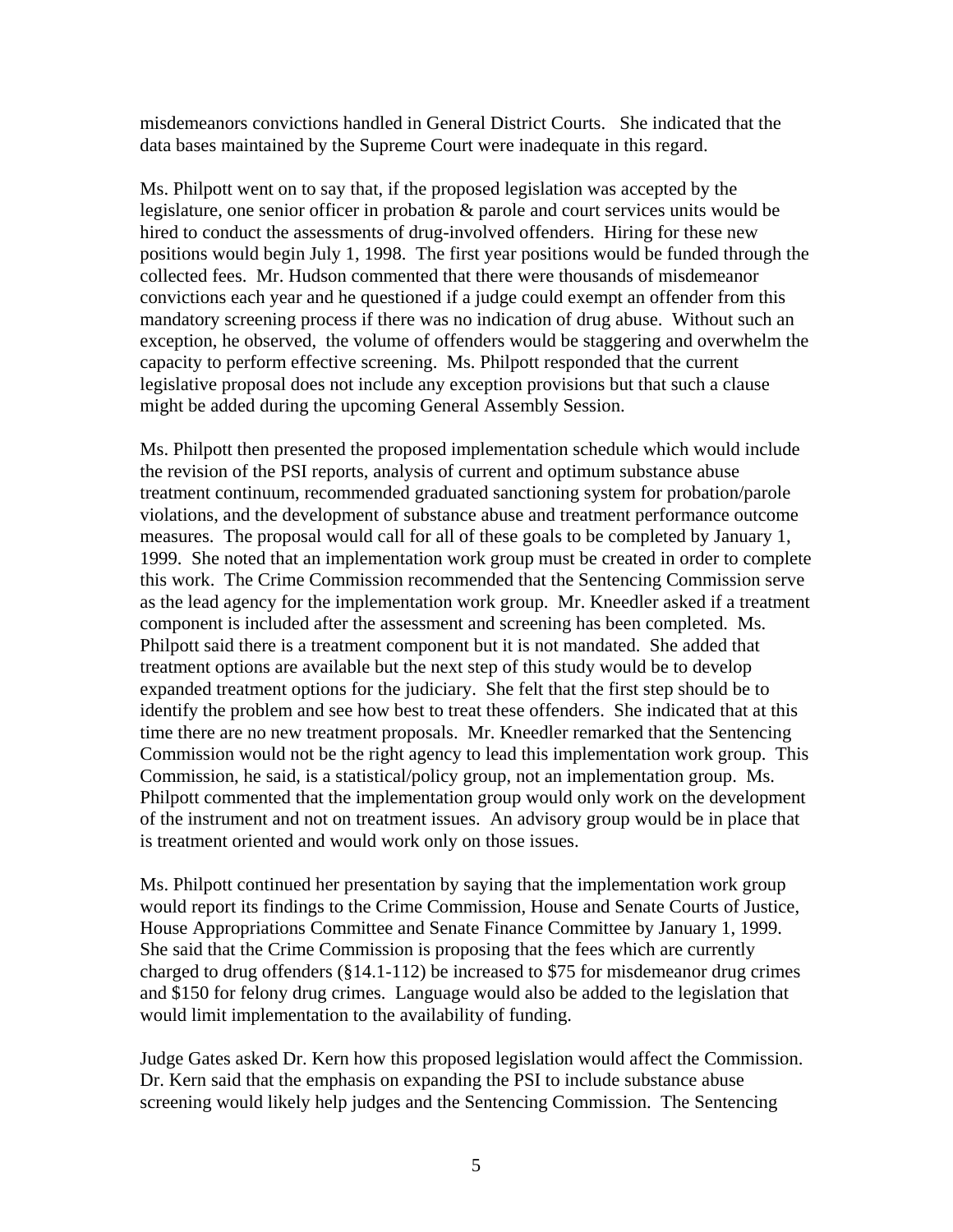misdemeanors convictions handled in General District Courts. She indicated that the data bases maintained by the Supreme Court were inadequate in this regard.

Ms. Philpott went on to say that, if the proposed legislation was accepted by the legislature, one senior officer in probation & parole and court services units would be hired to conduct the assessments of drug-involved offenders. Hiring for these new positions would begin July 1, 1998. The first year positions would be funded through the collected fees. Mr. Hudson commented that there were thousands of misdemeanor convictions each year and he questioned if a judge could exempt an offender from this mandatory screening process if there was no indication of drug abuse. Without such an exception, he observed, the volume of offenders would be staggering and overwhelm the capacity to perform effective screening. Ms. Philpott responded that the current legislative proposal does not include any exception provisions but that such a clause might be added during the upcoming General Assembly Session.

Ms. Philpott then presented the proposed implementation schedule which would include the revision of the PSI reports, analysis of current and optimum substance abuse treatment continuum, recommended graduated sanctioning system for probation/parole violations, and the development of substance abuse and treatment performance outcome measures. The proposal would call for all of these goals to be completed by January 1, 1999. She noted that an implementation work group must be created in order to complete this work. The Crime Commission recommended that the Sentencing Commission serve as the lead agency for the implementation work group. Mr. Kneedler asked if a treatment component is included after the assessment and screening has been completed. Ms. Philpott said there is a treatment component but it is not mandated. She added that treatment options are available but the next step of this study would be to develop expanded treatment options for the judiciary. She felt that the first step should be to identify the problem and see how best to treat these offenders. She indicated that at this time there are no new treatment proposals. Mr. Kneedler remarked that the Sentencing Commission would not be the right agency to lead this implementation work group. This Commission, he said, is a statistical/policy group, not an implementation group. Ms. Philpott commented that the implementation group would only work on the development of the instrument and not on treatment issues. An advisory group would be in place that is treatment oriented and would work only on those issues.

Ms. Philpott continued her presentation by saying that the implementation work group would report its findings to the Crime Commission, House and Senate Courts of Justice, House Appropriations Committee and Senate Finance Committee by January 1, 1999. She said that the Crime Commission is proposing that the fees which are currently charged to drug offenders (§14.1-112) be increased to $75 for misdemeanor drug crimes and $150 for felony drug crimes. Language would also be added to the legislation that would limit implementation to the availability of funding.

Judge Gates asked Dr. Kern how this proposed legislation would affect the Commission. Dr. Kern said that the emphasis on expanding the PSI to include substance abuse screening would likely help judges and the Sentencing Commission. The Sentencing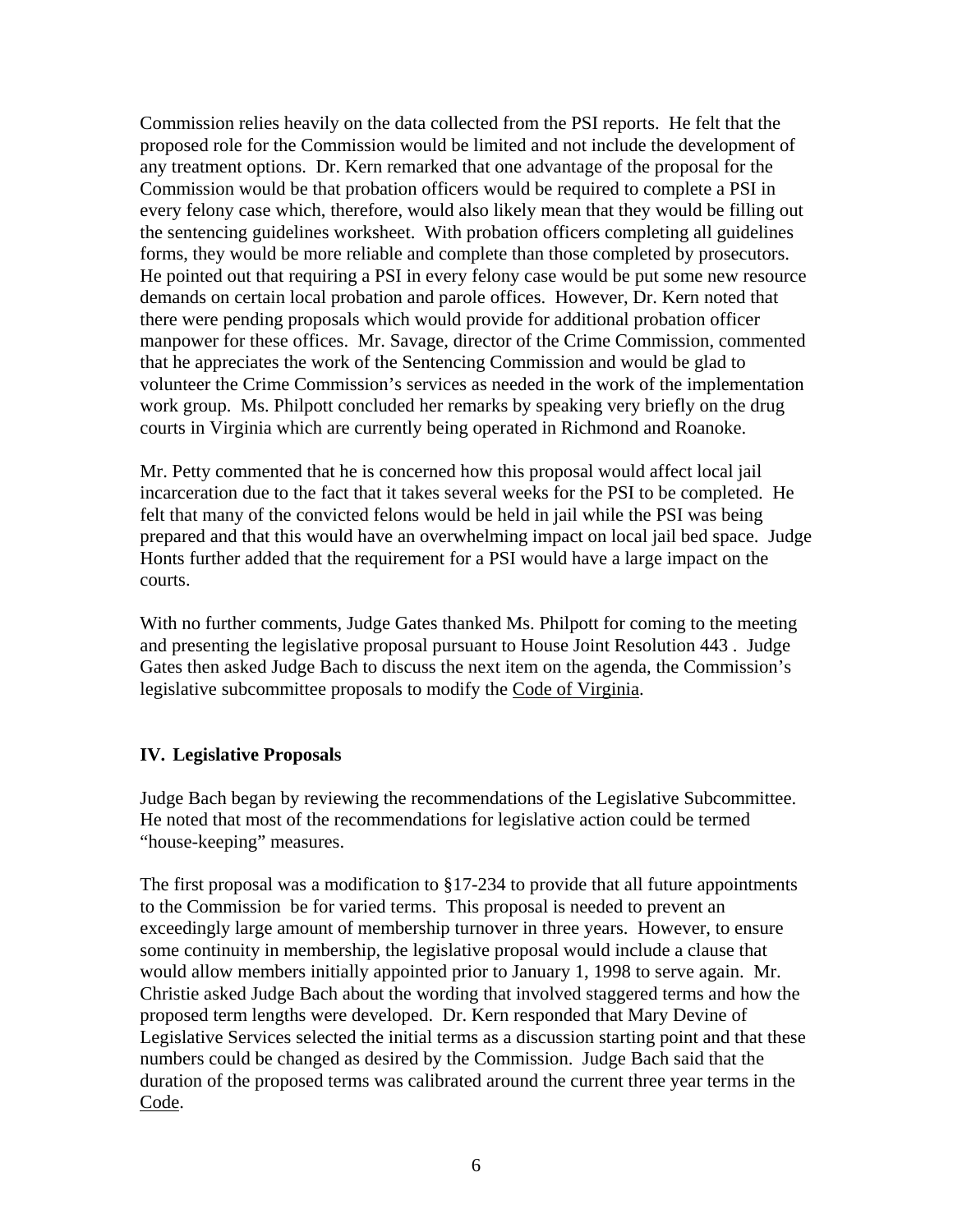Commission relies heavily on the data collected from the PSI reports. He felt that the proposed role for the Commission would be limited and not include the development of any treatment options. Dr. Kern remarked that one advantage of the proposal for the Commission would be that probation officers would be required to complete a PSI in every felony case which, therefore, would also likely mean that they would be filling out the sentencing guidelines worksheet. With probation officers completing all guidelines forms, they would be more reliable and complete than those completed by prosecutors. He pointed out that requiring a PSI in every felony case would be put some new resource demands on certain local probation and parole offices. However, Dr. Kern noted that there were pending proposals which would provide for additional probation officer manpower for these offices. Mr. Savage, director of the Crime Commission, commented that he appreciates the work of the Sentencing Commission and would be glad to volunteer the Crime Commission's services as needed in the work of the implementation work group. Ms. Philpott concluded her remarks by speaking very briefly on the drug courts in Virginia which are currently being operated in Richmond and Roanoke.

Mr. Petty commented that he is concerned how this proposal would affect local jail incarceration due to the fact that it takes several weeks for the PSI to be completed. He felt that many of the convicted felons would be held in jail while the PSI was being prepared and that this would have an overwhelming impact on local jail bed space. Judge Honts further added that the requirement for a PSI would have a large impact on the courts.

With no further comments, Judge Gates thanked Ms. Philpott for coming to the meeting and presenting the legislative proposal pursuant to House Joint Resolution 443 . Judge Gates then asked Judge Bach to discuss the next item on the agenda, the Commission's legislative subcommittee proposals to modify the Code of Virginia.

## IV. Legislative Proposals

Judge Bach began by reviewing the recommendations of the Legislative Subcommittee. He noted that most of the recommendations for legislative action could be termed "house-keeping" measures.

The first proposal was a modification to §17-234 to provide that all future appointments to the Commission be for varied terms. This proposal is needed to prevent an exceedingly large amount of membership turnover in three years. However, to ensure some continuity in membership, the legislative proposal would include a clause that would allow members initially appointed prior to January 1, 1998 to serve again. Mr. Christie asked Judge Bach about the wording that involved staggered terms and how the proposed term lengths were developed. Dr. Kern responded that Mary Devine of Legislative Services selected the initial terms as a discussion starting point and that these numbers could be changed as desired by the Commission. Judge Bach said that the duration of the proposed terms was calibrated around the current three year terms in the Code.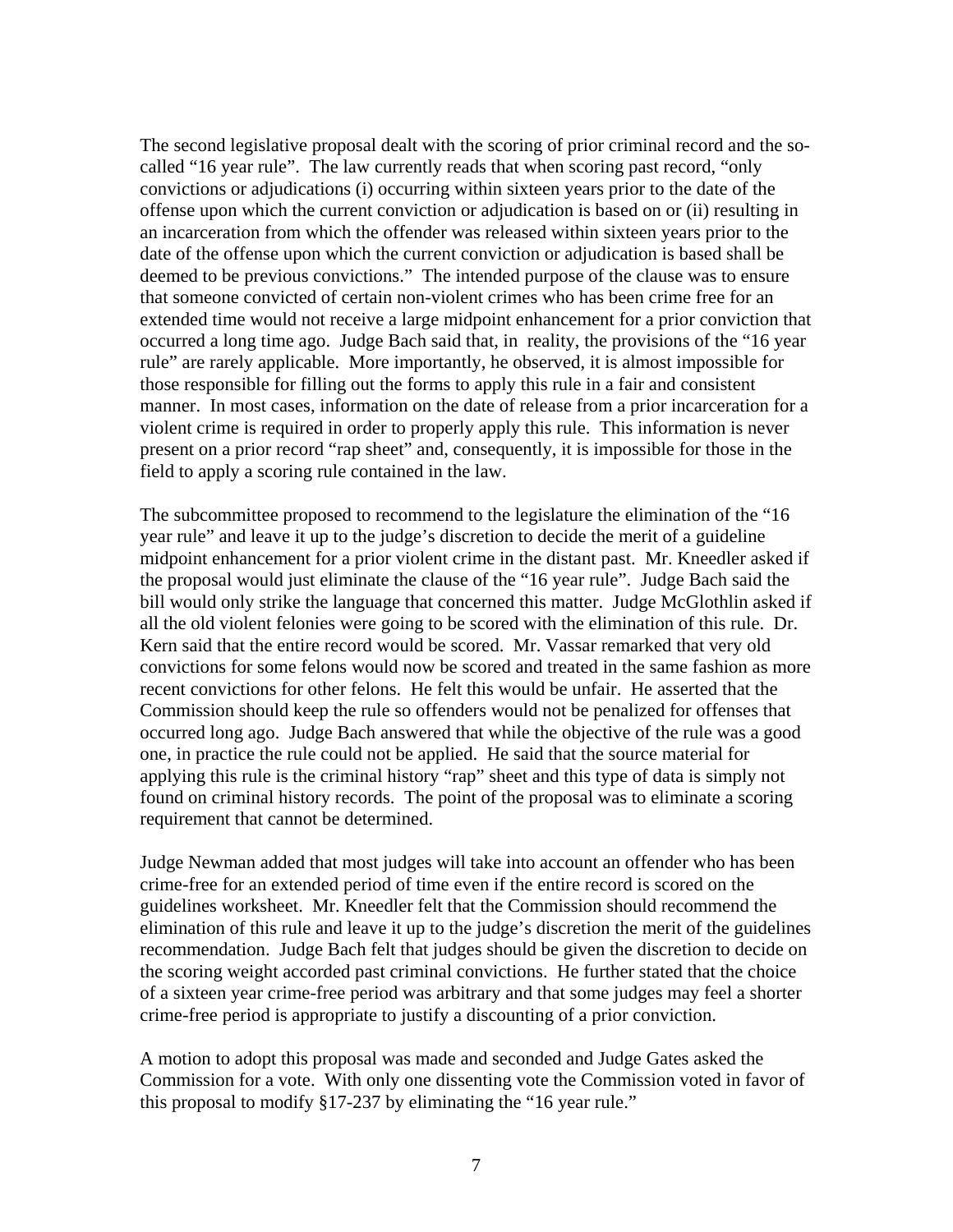The second legislative proposal dealt with the scoring of prior criminal record and the so-called "16 year rule". The law currently reads that when scoring past record, "only convictions or adjudications (i) occurring within sixteen years prior to the date of the offense upon which the current conviction or adjudication is based on or (ii) resulting in an incarceration from which the offender was released within sixteen years prior to the date of the offense upon which the current conviction or adjudication is based shall be deemed to be previous convictions." The intended purpose of the clause was to ensure that someone convicted of certain non-violent crimes who has been crime free for an extended time would not receive a large midpoint enhancement for a prior conviction that occurred a long time ago. Judge Bach said that, in reality, the provisions of the "16 year rule" are rarely applicable. More importantly, he observed, it is almost impossible for those responsible for filling out the forms to apply this rule in a fair and consistent manner. In most cases, information on the date of release from a prior incarceration for a violent crime is required in order to properly apply this rule. This information is never present on a prior record "rap sheet" and, consequently, it is impossible for those in the field to apply a scoring rule contained in the law.

The subcommittee proposed to recommend to the legislature the elimination of the "16 year rule" and leave it up to the judge's discretion to decide the merit of a guideline midpoint enhancement for a prior violent crime in the distant past. Mr. Kneedler asked if the proposal would just eliminate the clause of the "16 year rule". Judge Bach said the bill would only strike the language that concerned this matter. Judge McGlothlin asked if all the old violent felonies were going to be scored with the elimination of this rule. Dr. Kern said that the entire record would be scored. Mr. Vassar remarked that very old convictions for some felons would now be scored and treated in the same fashion as more recent convictions for other felons. He felt this would be unfair. He asserted that the Commission should keep the rule so offenders would not be penalized for offenses that occurred long ago. Judge Bach answered that while the objective of the rule was a good one, in practice the rule could not be applied. He said that the source material for applying this rule is the criminal history "rap" sheet and this type of data is simply not found on criminal history records. The point of the proposal was to eliminate a scoring requirement that cannot be determined.

Judge Newman added that most judges will take into account an offender who has been crime-free for an extended period of time even if the entire record is scored on the guidelines worksheet. Mr. Kneedler felt that the Commission should recommend the elimination of this rule and leave it up to the judge's discretion the merit of the guidelines recommendation. Judge Bach felt that judges should be given the discretion to decide on the scoring weight accorded past criminal convictions. He further stated that the choice of a sixteen year crime-free period was arbitrary and that some judges may feel a shorter crime-free period is appropriate to justify a discounting of a prior conviction.

A motion to adopt this proposal was made and seconded and Judge Gates asked the Commission for a vote. With only one dissenting vote the Commission voted in favor of this proposal to modify §17-237 by eliminating the "16 year rule."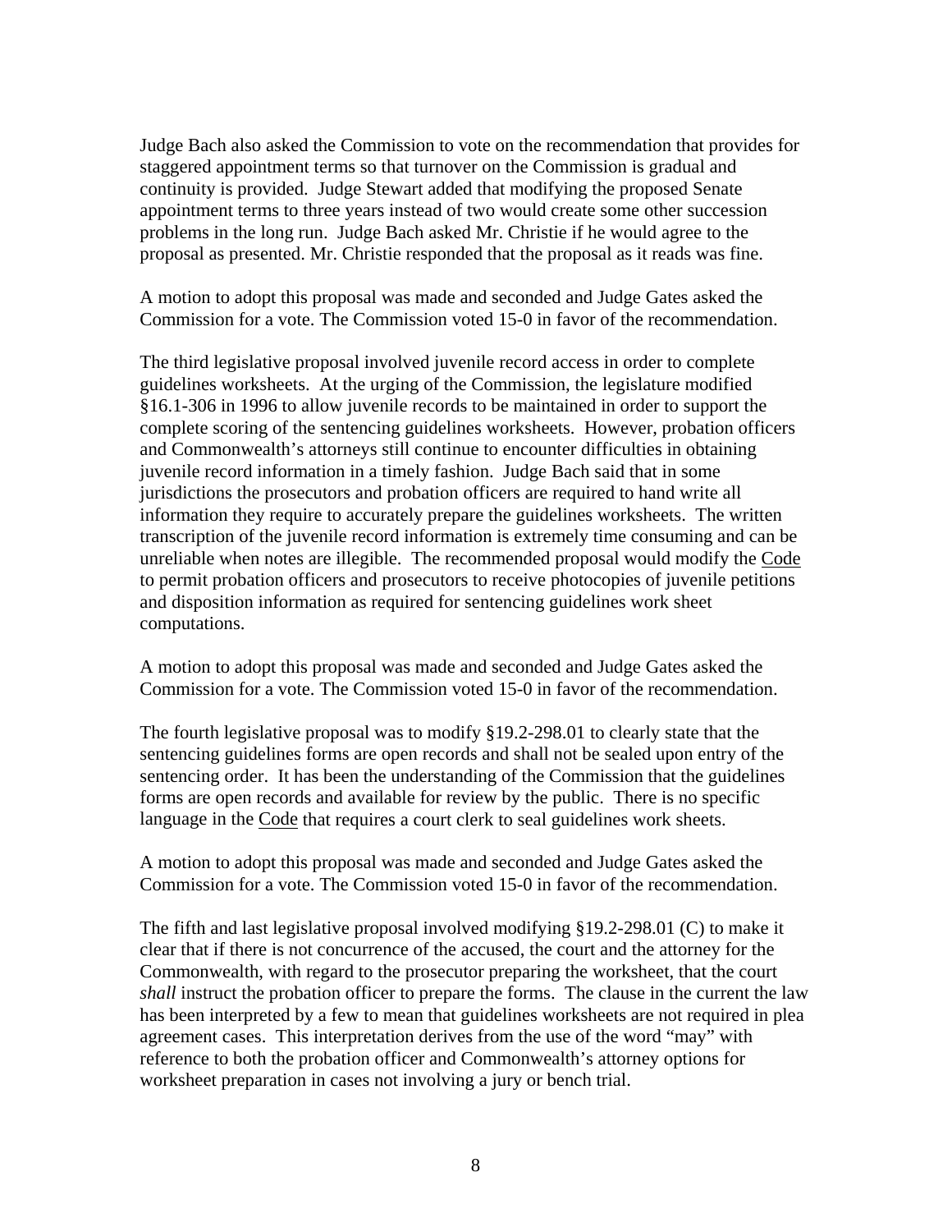Judge Bach also asked the Commission to vote on the recommendation that provides for staggered appointment terms so that turnover on the Commission is gradual and continuity is provided. Judge Stewart added that modifying the proposed Senate appointment terms to three years instead of two would create some other succession problems in the long run. Judge Bach asked Mr. Christie if he would agree to the proposal as presented. Mr. Christie responded that the proposal as it reads was fine.

A motion to adopt this proposal was made and seconded and Judge Gates asked the Commission for a vote. The Commission voted 15-0 in favor of the recommendation.

The third legislative proposal involved juvenile record access in order to complete guidelines worksheets. At the urging of the Commission, the legislature modified §16.1-306 in 1996 to allow juvenile records to be maintained in order to support the complete scoring of the sentencing guidelines worksheets. However, probation officers and Commonwealth's attorneys still continue to encounter difficulties in obtaining juvenile record information in a timely fashion. Judge Bach said that in some jurisdictions the prosecutors and probation officers are required to hand write all information they require to accurately prepare the guidelines worksheets. The written transcription of the juvenile record information is extremely time consuming and can be unreliable when notes are illegible. The recommended proposal would modify the Code to permit probation officers and prosecutors to receive photocopies of juvenile petitions and disposition information as required for sentencing guidelines work sheet computations.

A motion to adopt this proposal was made and seconded and Judge Gates asked the Commission for a vote. The Commission voted 15-0 in favor of the recommendation.

The fourth legislative proposal was to modify §19.2-298.01 to clearly state that the sentencing guidelines forms are open records and shall not be sealed upon entry of the sentencing order. It has been the understanding of the Commission that the guidelines forms are open records and available for review by the public. There is no specific language in the Code that requires a court clerk to seal guidelines work sheets.

A motion to adopt this proposal was made and seconded and Judge Gates asked the Commission for a vote. The Commission voted 15-0 in favor of the recommendation.

The fifth and last legislative proposal involved modifying §19.2-298.01 (C) to make it clear that if there is not concurrence of the accused, the court and the attorney for the Commonwealth, with regard to the prosecutor preparing the worksheet, that the court *shall* instruct the probation officer to prepare the forms. The clause in the current the law has been interpreted by a few to mean that guidelines worksheets are not required in plea agreement cases. This interpretation derives from the use of the word "may" with reference to both the probation officer and Commonwealth's attorney options for worksheet preparation in cases not involving a jury or bench trial.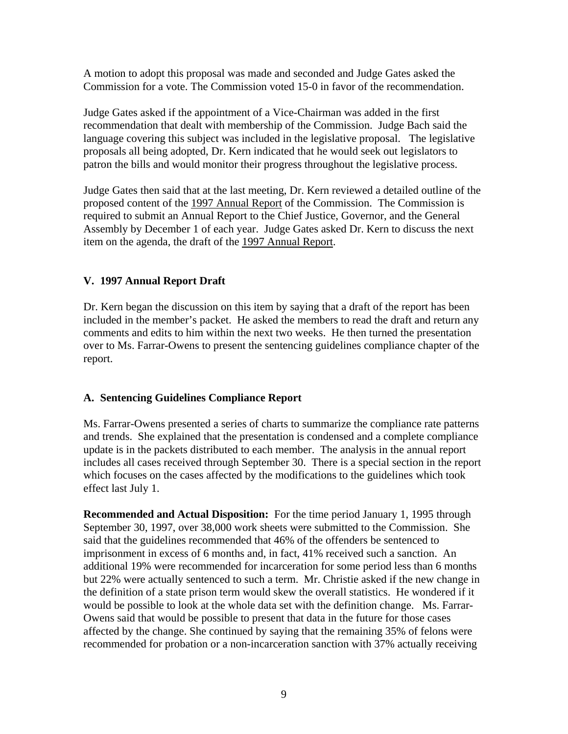A motion to adopt this proposal was made and seconded and Judge Gates asked the Commission for a vote. The Commission voted 15-0 in favor of the recommendation.

Judge Gates asked if the appointment of a Vice-Chairman was added in the first recommendation that dealt with membership of the Commission. Judge Bach said the language covering this subject was included in the legislative proposal. The legislative proposals all being adopted, Dr. Kern indicated that he would seek out legislators to patron the bills and would monitor their progress throughout the legislative process.

Judge Gates then said that at the last meeting, Dr. Kern reviewed a detailed outline of the proposed content of the 1997 Annual Report of the Commission. The Commission is required to submit an Annual Report to the Chief Justice, Governor, and the General Assembly by December 1 of each year. Judge Gates asked Dr. Kern to discuss the next item on the agenda, the draft of the 1997 Annual Report.

## V. 1997 Annual Report Draft

Dr. Kern began the discussion on this item by saying that a draft of the report has been included in the member's packet. He asked the members to read the draft and return any comments and edits to him within the next two weeks. He then turned the presentation over to Ms. Farrar-Owens to present the sentencing guidelines compliance chapter of the report.

### A. Sentencing Guidelines Compliance Report

Ms. Farrar-Owens presented a series of charts to summarize the compliance rate patterns and trends. She explained that the presentation is condensed and a complete compliance update is in the packets distributed to each member. The analysis in the annual report includes all cases received through September 30. There is a special section in the report which focuses on the cases affected by the modifications to the guidelines which took effect last July 1.

**Recommended and Actual Disposition:** For the time period January 1, 1995 through September 30, 1997, over 38,000 work sheets were submitted to the Commission. She said that the guidelines recommended that 46% of the offenders be sentenced to imprisonment in excess of 6 months and, in fact, 41% received such a sanction. An additional 19% were recommended for incarceration for some period less than 6 months but 22% were actually sentenced to such a term. Mr. Christie asked if the new change in the definition of a state prison term would skew the overall statistics. He wondered if it would be possible to look at the whole data set with the definition change. Ms. Farrar-Owens said that would be possible to present that data in the future for those cases affected by the change. She continued by saying that the remaining 35% of felons were recommended for probation or a non-incarceration sanction with 37% actually receiving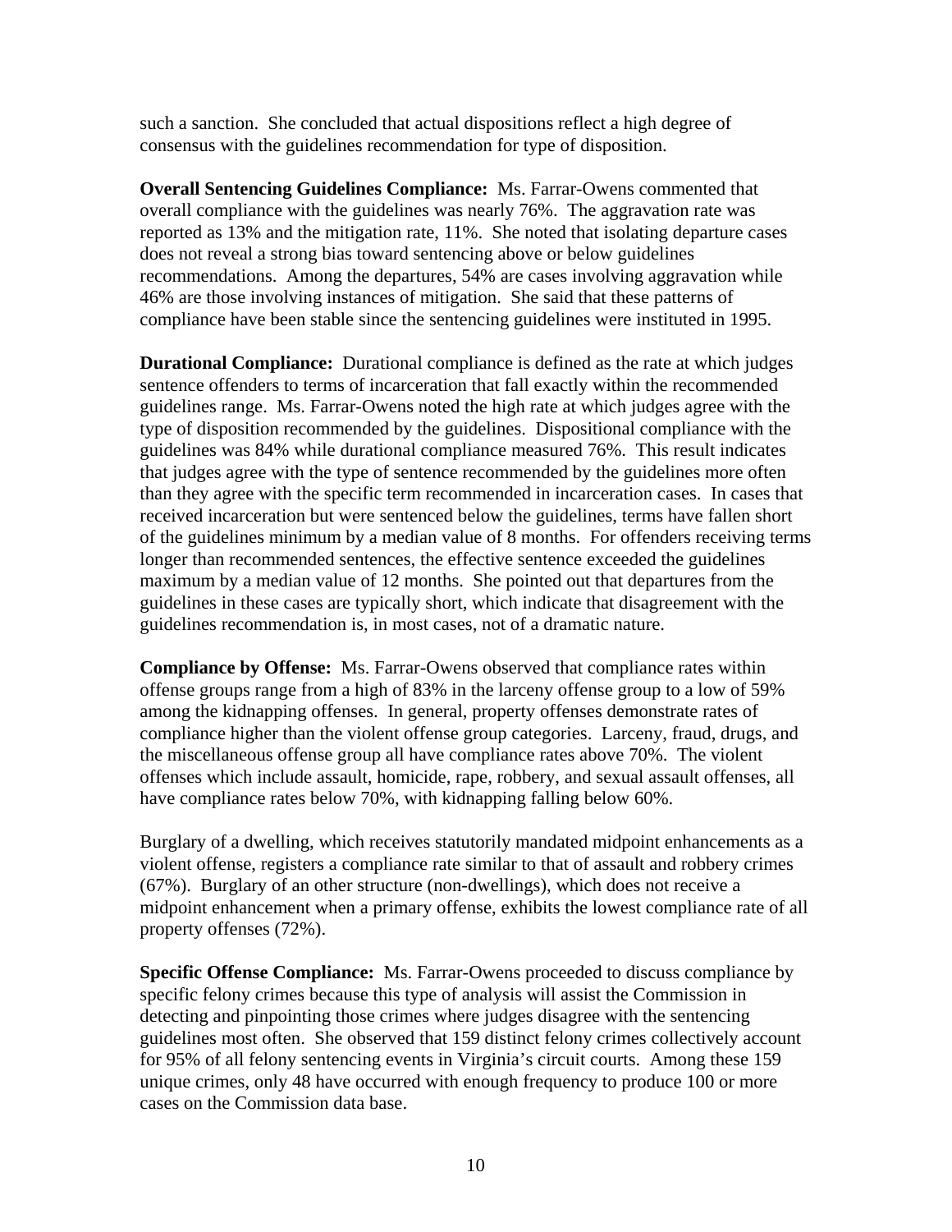such a sanction. She concluded that actual dispositions reflect a high degree of consensus with the guidelines recommendation for type of disposition.

**Overall Sentencing Guidelines Compliance:** Ms. Farrar-Owens commented that overall compliance with the guidelines was nearly 76%. The aggravation rate was reported as 13% and the mitigation rate, 11%. She noted that isolating departure cases does not reveal a strong bias toward sentencing above or below guidelines recommendations. Among the departures, 54% are cases involving aggravation while 46% are those involving instances of mitigation. She said that these patterns of compliance have been stable since the sentencing guidelines were instituted in 1995.

**Durational Compliance:** Durational compliance is defined as the rate at which judges sentence offenders to terms of incarceration that fall exactly within the recommended guidelines range. Ms. Farrar-Owens noted the high rate at which judges agree with the type of disposition recommended by the guidelines. Dispositional compliance with the guidelines was 84% while durational compliance measured 76%. This result indicates that judges agree with the type of sentence recommended by the guidelines more often than they agree with the specific term recommended in incarceration cases. In cases that received incarceration but were sentenced below the guidelines, terms have fallen short of the guidelines minimum by a median value of 8 months. For offenders receiving terms longer than recommended sentences, the effective sentence exceeded the guidelines maximum by a median value of 12 months. She pointed out that departures from the guidelines in these cases are typically short, which indicate that disagreement with the guidelines recommendation is, in most cases, not of a dramatic nature.

**Compliance by Offense:** Ms. Farrar-Owens observed that compliance rates within offense groups range from a high of 83% in the larceny offense group to a low of 59% among the kidnapping offenses. In general, property offenses demonstrate rates of compliance higher than the violent offense group categories. Larceny, fraud, drugs, and the miscellaneous offense group all have compliance rates above 70%. The violent offenses which include assault, homicide, rape, robbery, and sexual assault offenses, all have compliance rates below 70%, with kidnapping falling below 60%.

Burglary of a dwelling, which receives statutorily mandated midpoint enhancements as a violent offense, registers a compliance rate similar to that of assault and robbery crimes (67%). Burglary of an other structure (non-dwellings), which does not receive a midpoint enhancement when a primary offense, exhibits the lowest compliance rate of all property offenses (72%).

**Specific Offense Compliance:** Ms. Farrar-Owens proceeded to discuss compliance by specific felony crimes because this type of analysis will assist the Commission in detecting and pinpointing those crimes where judges disagree with the sentencing guidelines most often. She observed that 159 distinct felony crimes collectively account for 95% of all felony sentencing events in Virginia's circuit courts. Among these 159 unique crimes, only 48 have occurred with enough frequency to produce 100 or more cases on the Commission data base.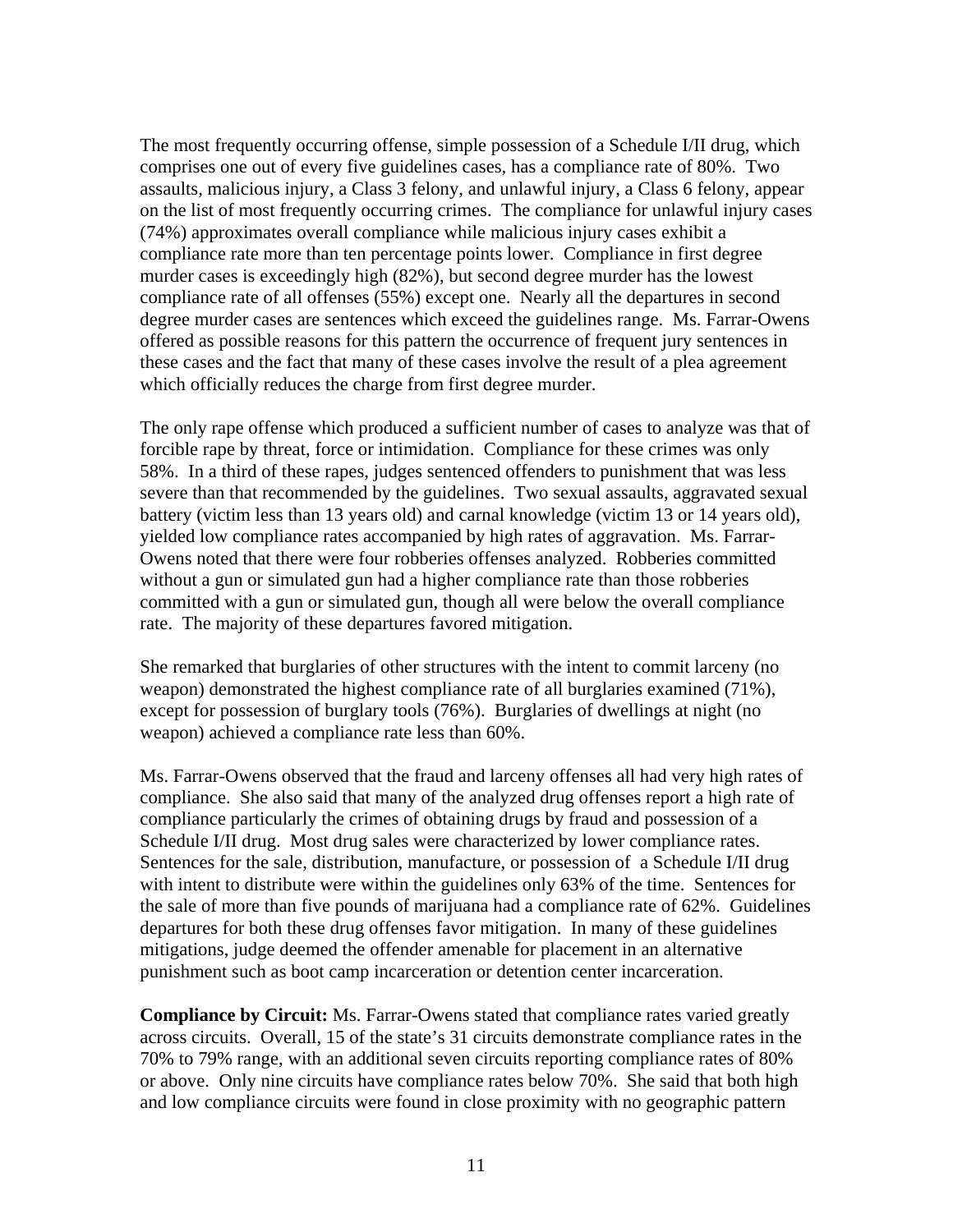The most frequently occurring offense, simple possession of a Schedule I/II drug, which comprises one out of every five guidelines cases, has a compliance rate of 80%. Two assaults, malicious injury, a Class 3 felony, and unlawful injury, a Class 6 felony, appear on the list of most frequently occurring crimes. The compliance for unlawful injury cases (74%) approximates overall compliance while malicious injury cases exhibit a compliance rate more than ten percentage points lower. Compliance in first degree murder cases is exceedingly high (82%), but second degree murder has the lowest compliance rate of all offenses (55%) except one. Nearly all the departures in second degree murder cases are sentences which exceed the guidelines range. Ms. Farrar-Owens offered as possible reasons for this pattern the occurrence of frequent jury sentences in these cases and the fact that many of these cases involve the result of a plea agreement which officially reduces the charge from first degree murder.

The only rape offense which produced a sufficient number of cases to analyze was that of forcible rape by threat, force or intimidation. Compliance for these crimes was only 58%. In a third of these rapes, judges sentenced offenders to punishment that was less severe than that recommended by the guidelines. Two sexual assaults, aggravated sexual battery (victim less than 13 years old) and carnal knowledge (victim 13 or 14 years old), yielded low compliance rates accompanied by high rates of aggravation. Ms. Farrar-Owens noted that there were four robberies offenses analyzed. Robberies committed without a gun or simulated gun had a higher compliance rate than those robberies committed with a gun or simulated gun, though all were below the overall compliance rate. The majority of these departures favored mitigation.

She remarked that burglaries of other structures with the intent to commit larceny (no weapon) demonstrated the highest compliance rate of all burglaries examined (71%), except for possession of burglary tools (76%). Burglaries of dwellings at night (no weapon) achieved a compliance rate less than 60%.

Ms. Farrar-Owens observed that the fraud and larceny offenses all had very high rates of compliance. She also said that many of the analyzed drug offenses report a high rate of compliance particularly the crimes of obtaining drugs by fraud and possession of a Schedule I/II drug. Most drug sales were characterized by lower compliance rates. Sentences for the sale, distribution, manufacture, or possession of a Schedule I/II drug with intent to distribute were within the guidelines only 63% of the time. Sentences for the sale of more than five pounds of marijuana had a compliance rate of 62%. Guidelines departures for both these drug offenses favor mitigation. In many of these guidelines mitigations, judge deemed the offender amenable for placement in an alternative punishment such as boot camp incarceration or detention center incarceration.

**Compliance by Circuit:** Ms. Farrar-Owens stated that compliance rates varied greatly across circuits. Overall, 15 of the state's 31 circuits demonstrate compliance rates in the 70% to 79% range, with an additional seven circuits reporting compliance rates of 80% or above. Only nine circuits have compliance rates below 70%. She said that both high and low compliance circuits were found in close proximity with no geographic pattern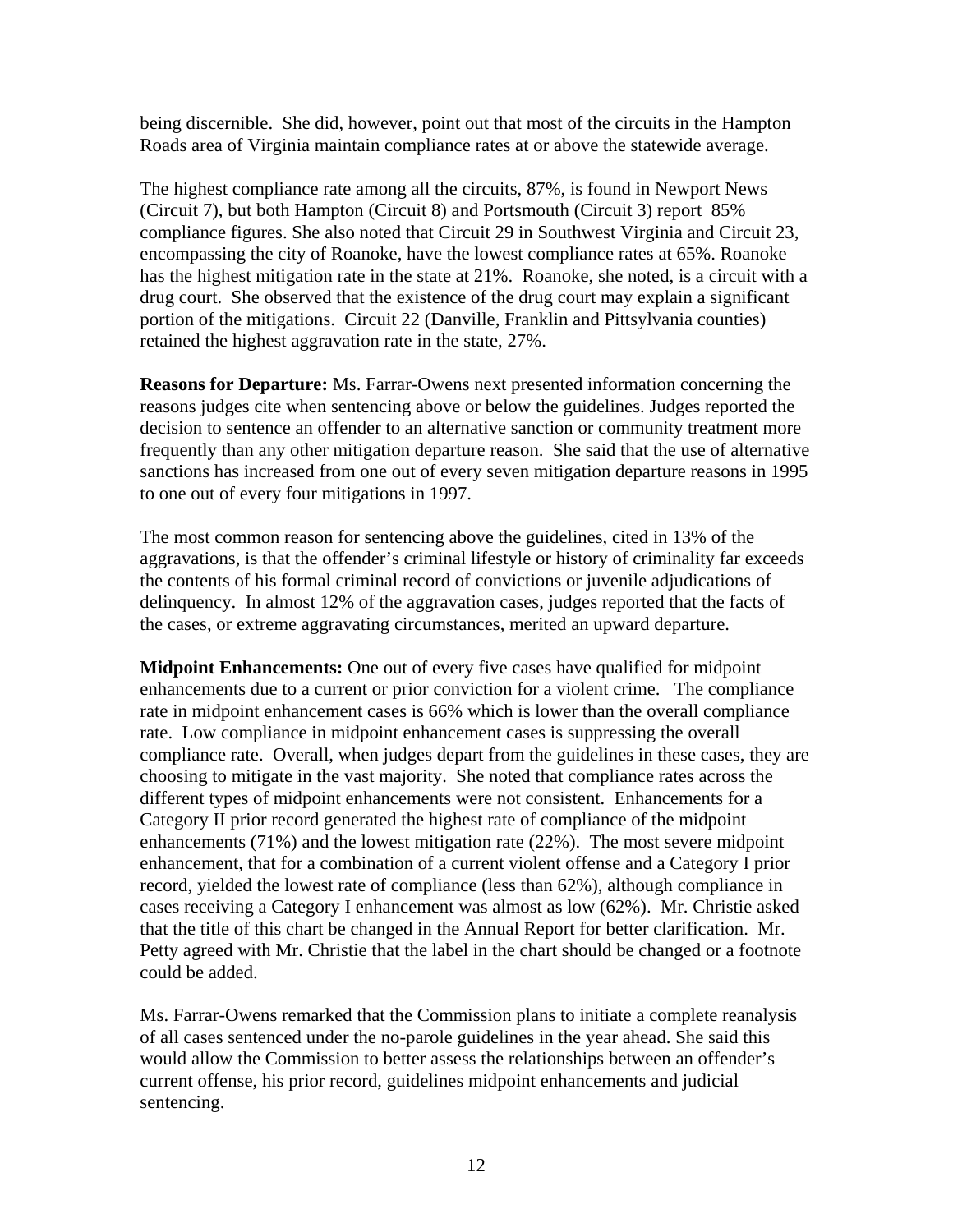being discernible. She did, however, point out that most of the circuits in the Hampton Roads area of Virginia maintain compliance rates at or above the statewide average.

The highest compliance rate among all the circuits, 87%, is found in Newport News (Circuit 7), but both Hampton (Circuit 8) and Portsmouth (Circuit 3) report 85% compliance figures. She also noted that Circuit 29 in Southwest Virginia and Circuit 23, encompassing the city of Roanoke, have the lowest compliance rates at 65%. Roanoke has the highest mitigation rate in the state at 21%. Roanoke, she noted, is a circuit with a drug court. She observed that the existence of the drug court may explain a significant portion of the mitigations. Circuit 22 (Danville, Franklin and Pittsylvania counties) retained the highest aggravation rate in the state, 27%.

**Reasons for Departure:** Ms. Farrar-Owens next presented information concerning the reasons judges cite when sentencing above or below the guidelines. Judges reported the decision to sentence an offender to an alternative sanction or community treatment more frequently than any other mitigation departure reason. She said that the use of alternative sanctions has increased from one out of every seven mitigation departure reasons in 1995 to one out of every four mitigations in 1997.

The most common reason for sentencing above the guidelines, cited in 13% of the aggravations, is that the offender's criminal lifestyle or history of criminality far exceeds the contents of his formal criminal record of convictions or juvenile adjudications of delinquency. In almost 12% of the aggravation cases, judges reported that the facts of the cases, or extreme aggravating circumstances, merited an upward departure.

**Midpoint Enhancements:** One out of every five cases have qualified for midpoint enhancements due to a current or prior conviction for a violent crime. The compliance rate in midpoint enhancement cases is 66% which is lower than the overall compliance rate. Low compliance in midpoint enhancement cases is suppressing the overall compliance rate. Overall, when judges depart from the guidelines in these cases, they are choosing to mitigate in the vast majority. She noted that compliance rates across the different types of midpoint enhancements were not consistent. Enhancements for a Category II prior record generated the highest rate of compliance of the midpoint enhancements (71%) and the lowest mitigation rate (22%). The most severe midpoint enhancement, that for a combination of a current violent offense and a Category I prior record, yielded the lowest rate of compliance (less than 62%), although compliance in cases receiving a Category I enhancement was almost as low (62%). Mr. Christie asked that the title of this chart be changed in the Annual Report for better clarification. Mr. Petty agreed with Mr. Christie that the label in the chart should be changed or a footnote could be added.

Ms. Farrar-Owens remarked that the Commission plans to initiate a complete reanalysis of all cases sentenced under the no-parole guidelines in the year ahead. She said this would allow the Commission to better assess the relationships between an offender's current offense, his prior record, guidelines midpoint enhancements and judicial sentencing.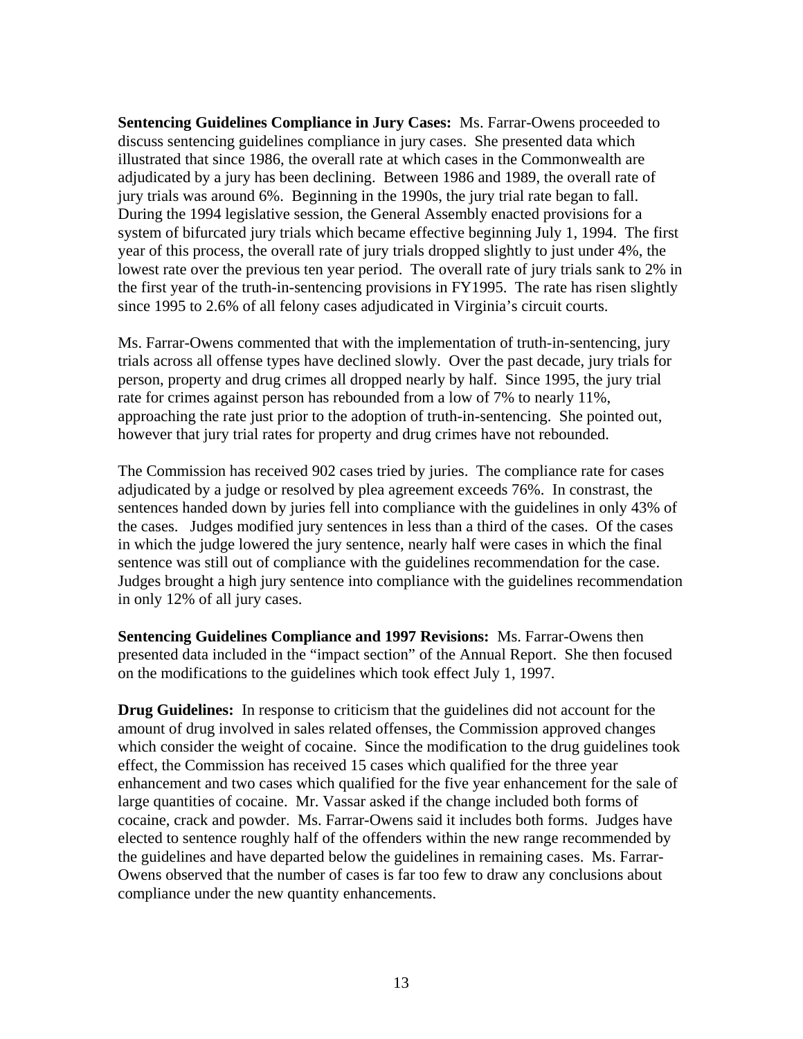**Sentencing Guidelines Compliance in Jury Cases:** Ms. Farrar-Owens proceeded to discuss sentencing guidelines compliance in jury cases. She presented data which illustrated that since 1986, the overall rate at which cases in the Commonwealth are adjudicated by a jury has been declining. Between 1986 and 1989, the overall rate of jury trials was around 6%. Beginning in the 1990s, the jury trial rate began to fall. During the 1994 legislative session, the General Assembly enacted provisions for a system of bifurcated jury trials which became effective beginning July 1, 1994. The first year of this process, the overall rate of jury trials dropped slightly to just under 4%, the lowest rate over the previous ten year period. The overall rate of jury trials sank to 2% in the first year of the truth-in-sentencing provisions in FY1995. The rate has risen slightly since 1995 to 2.6% of all felony cases adjudicated in Virginia's circuit courts.

Ms. Farrar-Owens commented that with the implementation of truth-in-sentencing, jury trials across all offense types have declined slowly. Over the past decade, jury trials for person, property and drug crimes all dropped nearly by half. Since 1995, the jury trial rate for crimes against person has rebounded from a low of 7% to nearly 11%, approaching the rate just prior to the adoption of truth-in-sentencing. She pointed out, however that jury trial rates for property and drug crimes have not rebounded.

The Commission has received 902 cases tried by juries. The compliance rate for cases adjudicated by a judge or resolved by plea agreement exceeds 76%. In constrast, the sentences handed down by juries fell into compliance with the guidelines in only 43% of the cases. Judges modified jury sentences in less than a third of the cases. Of the cases in which the judge lowered the jury sentence, nearly half were cases in which the final sentence was still out of compliance with the guidelines recommendation for the case. Judges brought a high jury sentence into compliance with the guidelines recommendation in only 12% of all jury cases.

**Sentencing Guidelines Compliance and 1997 Revisions:** Ms. Farrar-Owens then presented data included in the "impact section" of the Annual Report. She then focused on the modifications to the guidelines which took effect July 1, 1997.

**Drug Guidelines:** In response to criticism that the guidelines did not account for the amount of drug involved in sales related offenses, the Commission approved changes which consider the weight of cocaine. Since the modification to the drug guidelines took effect, the Commission has received 15 cases which qualified for the three year enhancement and two cases which qualified for the five year enhancement for the sale of large quantities of cocaine. Mr. Vassar asked if the change included both forms of cocaine, crack and powder. Ms. Farrar-Owens said it includes both forms. Judges have elected to sentence roughly half of the offenders within the new range recommended by the guidelines and have departed below the guidelines in remaining cases. Ms. Farrar-Owens observed that the number of cases is far too few to draw any conclusions about compliance under the new quantity enhancements.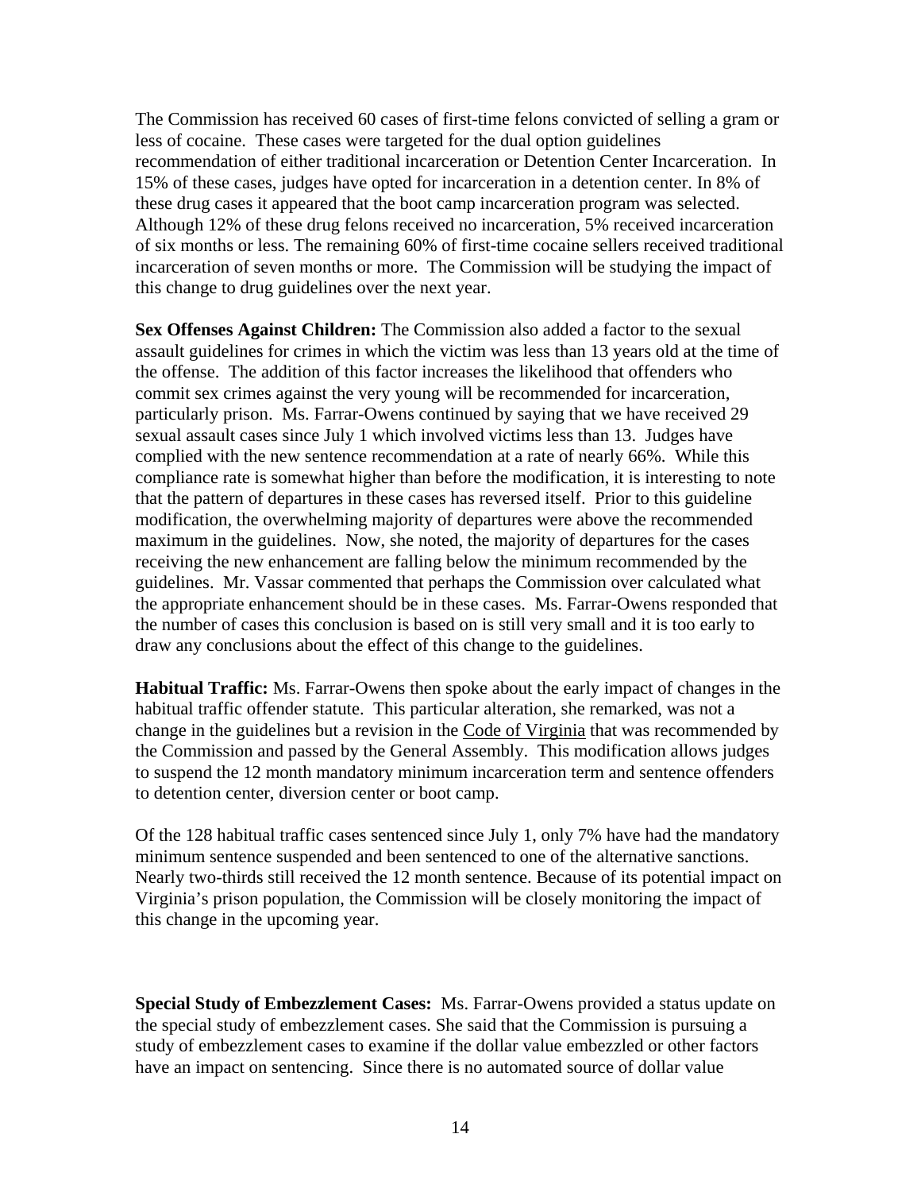The Commission has received 60 cases of first-time felons convicted of selling a gram or less of cocaine. These cases were targeted for the dual option guidelines recommendation of either traditional incarceration or Detention Center Incarceration. In 15% of these cases, judges have opted for incarceration in a detention center. In 8% of these drug cases it appeared that the boot camp incarceration program was selected. Although 12% of these drug felons received no incarceration, 5% received incarceration of six months or less. The remaining 60% of first-time cocaine sellers received traditional incarceration of seven months or more. The Commission will be studying the impact of this change to drug guidelines over the next year.

**Sex Offenses Against Children:** The Commission also added a factor to the sexual assault guidelines for crimes in which the victim was less than 13 years old at the time of the offense. The addition of this factor increases the likelihood that offenders who commit sex crimes against the very young will be recommended for incarceration, particularly prison. Ms. Farrar-Owens continued by saying that we have received 29 sexual assault cases since July 1 which involved victims less than 13. Judges have complied with the new sentence recommendation at a rate of nearly 66%. While this compliance rate is somewhat higher than before the modification, it is interesting to note that the pattern of departures in these cases has reversed itself. Prior to this guideline modification, the overwhelming majority of departures were above the recommended maximum in the guidelines. Now, she noted, the majority of departures for the cases receiving the new enhancement are falling below the minimum recommended by the guidelines. Mr. Vassar commented that perhaps the Commission over calculated what the appropriate enhancement should be in these cases. Ms. Farrar-Owens responded that the number of cases this conclusion is based on is still very small and it is too early to draw any conclusions about the effect of this change to the guidelines.

**Habitual Traffic:** Ms. Farrar-Owens then spoke about the early impact of changes in the habitual traffic offender statute. This particular alteration, she remarked, was not a change in the guidelines but a revision in the Code of Virginia that was recommended by the Commission and passed by the General Assembly. This modification allows judges to suspend the 12 month mandatory minimum incarceration term and sentence offenders to detention center, diversion center or boot camp.

Of the 128 habitual traffic cases sentenced since July 1, only 7% have had the mandatory minimum sentence suspended and been sentenced to one of the alternative sanctions. Nearly two-thirds still received the 12 month sentence. Because of its potential impact on Virginia's prison population, the Commission will be closely monitoring the impact of this change in the upcoming year.

**Special Study of Embezzlement Cases:** Ms. Farrar-Owens provided a status update on the special study of embezzlement cases. She said that the Commission is pursuing a study of embezzlement cases to examine if the dollar value embezzled or other factors have an impact on sentencing. Since there is no automated source of dollar value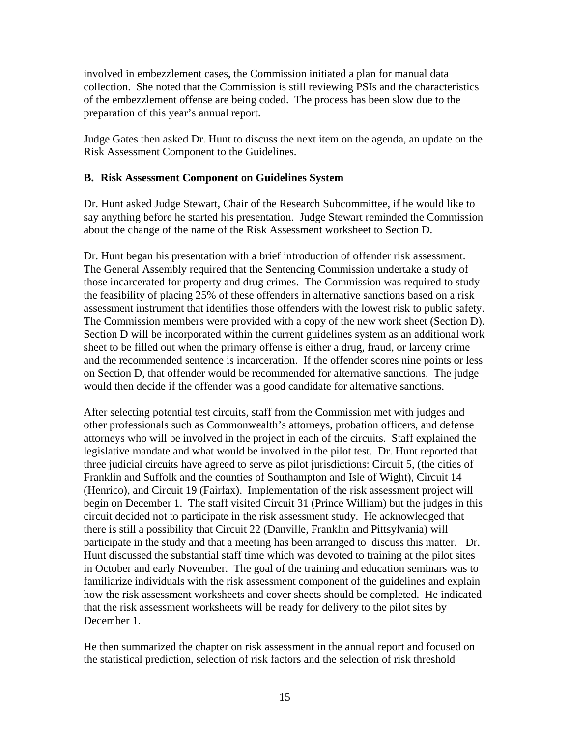involved in embezzlement cases, the Commission initiated a plan for manual data collection. She noted that the Commission is still reviewing PSIs and the characteristics of the embezzlement offense are being coded. The process has been slow due to the preparation of this year's annual report.

Judge Gates then asked Dr. Hunt to discuss the next item on the agenda, an update on the Risk Assessment Component to the Guidelines.

**B. Risk Assessment Component on Guidelines System**

Dr. Hunt asked Judge Stewart, Chair of the Research Subcommittee, if he would like to say anything before he started his presentation. Judge Stewart reminded the Commission about the change of the name of the Risk Assessment worksheet to Section D.

Dr. Hunt began his presentation with a brief introduction of offender risk assessment. The General Assembly required that the Sentencing Commission undertake a study of those incarcerated for property and drug crimes. The Commission was required to study the feasibility of placing 25% of these offenders in alternative sanctions based on a risk assessment instrument that identifies those offenders with the lowest risk to public safety. The Commission members were provided with a copy of the new work sheet (Section D). Section D will be incorporated within the current guidelines system as an additional work sheet to be filled out when the primary offense is either a drug, fraud, or larceny crime and the recommended sentence is incarceration. If the offender scores nine points or less on Section D, that offender would be recommended for alternative sanctions. The judge would then decide if the offender was a good candidate for alternative sanctions.

After selecting potential test circuits, staff from the Commission met with judges and other professionals such as Commonwealth's attorneys, probation officers, and defense attorneys who will be involved in the project in each of the circuits. Staff explained the legislative mandate and what would be involved in the pilot test. Dr. Hunt reported that three judicial circuits have agreed to serve as pilot jurisdictions: Circuit 5, (the cities of Franklin and Suffolk and the counties of Southampton and Isle of Wight), Circuit 14 (Henrico), and Circuit 19 (Fairfax). Implementation of the risk assessment project will begin on December 1. The staff visited Circuit 31 (Prince William) but the judges in this circuit decided not to participate in the risk assessment study. He acknowledged that there is still a possibility that Circuit 22 (Danville, Franklin and Pittsylvania) will participate in the study and that a meeting has been arranged to discuss this matter. Dr. Hunt discussed the substantial staff time which was devoted to training at the pilot sites in October and early November. The goal of the training and education seminars was to familiarize individuals with the risk assessment component of the guidelines and explain how the risk assessment worksheets and cover sheets should be completed. He indicated that the risk assessment worksheets will be ready for delivery to the pilot sites by December 1.

He then summarized the chapter on risk assessment in the annual report and focused on the statistical prediction, selection of risk factors and the selection of risk threshold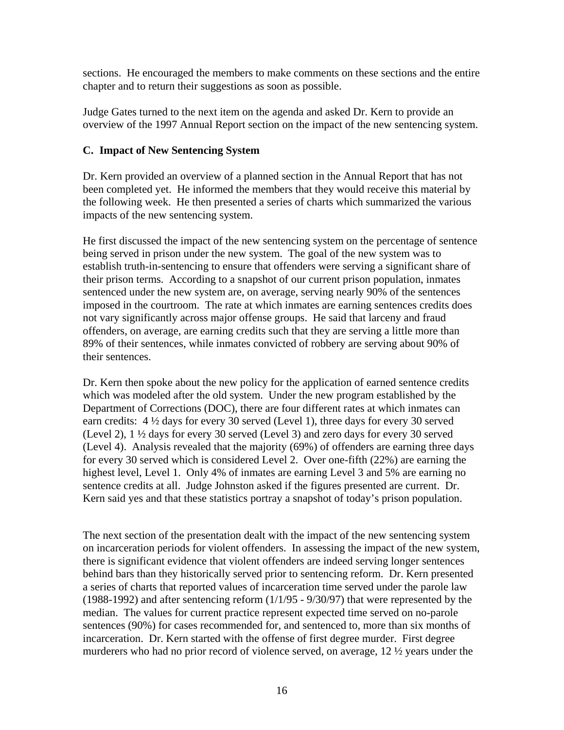sections. He encouraged the members to make comments on these sections and the entire chapter and to return their suggestions as soon as possible.

Judge Gates turned to the next item on the agenda and asked Dr. Kern to provide an overview of the 1997 Annual Report section on the impact of the new sentencing system.

**C. Impact of New Sentencing System**

Dr. Kern provided an overview of a planned section in the Annual Report that has not been completed yet. He informed the members that they would receive this material by the following week. He then presented a series of charts which summarized the various impacts of the new sentencing system.

He first discussed the impact of the new sentencing system on the percentage of sentence being served in prison under the new system. The goal of the new system was to establish truth-in-sentencing to ensure that offenders were serving a significant share of their prison terms. According to a snapshot of our current prison population, inmates sentenced under the new system are, on average, serving nearly 90% of the sentences imposed in the courtroom. The rate at which inmates are earning sentences credits does not vary significantly across major offense groups. He said that larceny and fraud offenders, on average, are earning credits such that they are serving a little more than 89% of their sentences, while inmates convicted of robbery are serving about 90% of their sentences.

Dr. Kern then spoke about the new policy for the application of earned sentence credits which was modeled after the old system. Under the new program established by the Department of Corrections (DOC), there are four different rates at which inmates can earn credits: 4 ½ days for every 30 served (Level 1), three days for every 30 served (Level 2), 1 ½ days for every 30 served (Level 3) and zero days for every 30 served (Level 4). Analysis revealed that the majority (69%) of offenders are earning three days for every 30 served which is considered Level 2. Over one-fifth (22%) are earning the highest level, Level 1. Only 4% of inmates are earning Level 3 and 5% are earning no sentence credits at all. Judge Johnston asked if the figures presented are current. Dr. Kern said yes and that these statistics portray a snapshot of today's prison population.

The next section of the presentation dealt with the impact of the new sentencing system on incarceration periods for violent offenders. In assessing the impact of the new system, there is significant evidence that violent offenders are indeed serving longer sentences behind bars than they historically served prior to sentencing reform. Dr. Kern presented a series of charts that reported values of incarceration time served under the parole law (1988-1992) and after sentencing reform (1/1/95 - 9/30/97) that were represented by the median. The values for current practice represent expected time served on no-parole sentences (90%) for cases recommended for, and sentenced to, more than six months of incarceration. Dr. Kern started with the offense of first degree murder. First degree murderers who had no prior record of violence served, on average, 12 ½ years under the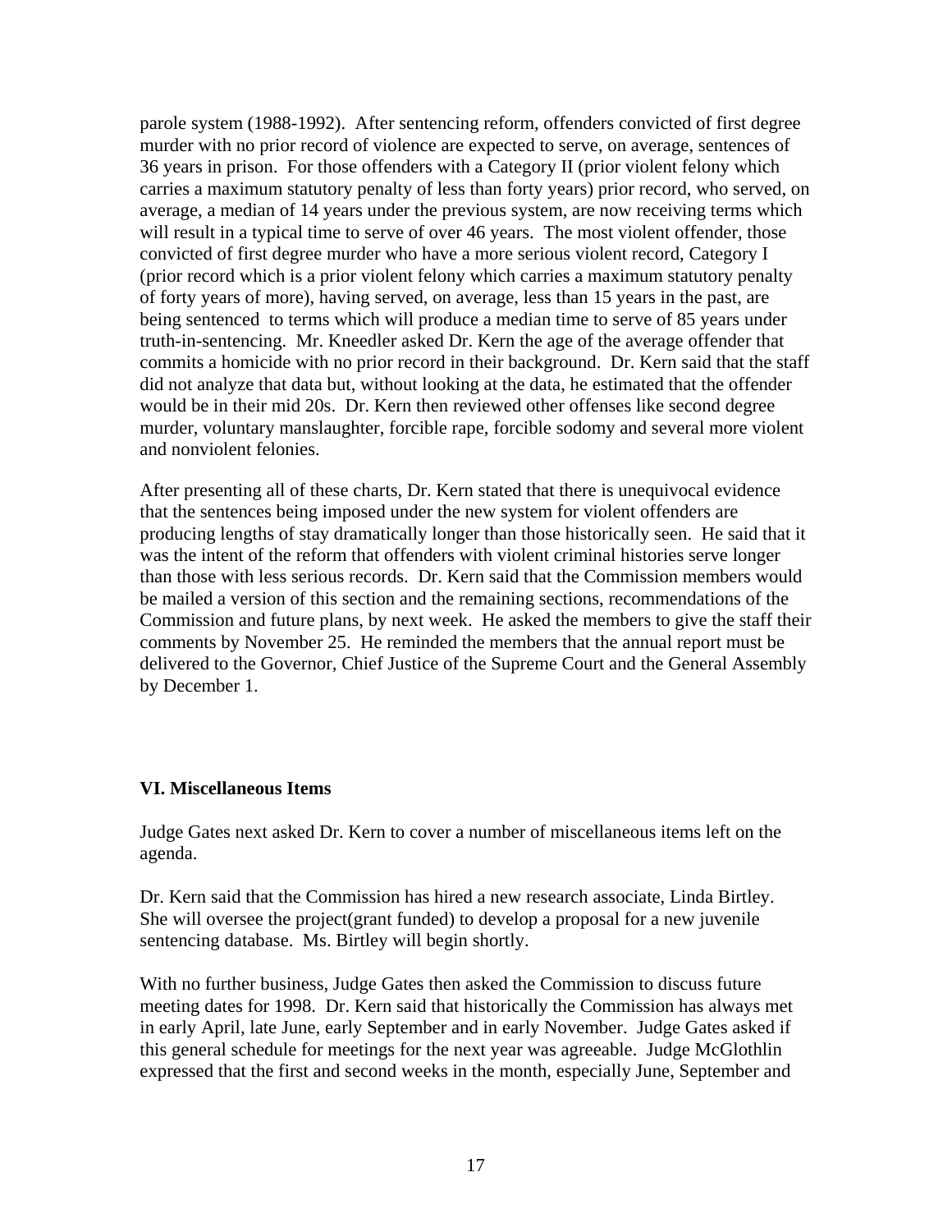parole system (1988-1992). After sentencing reform, offenders convicted of first degree murder with no prior record of violence are expected to serve, on average, sentences of 36 years in prison. For those offenders with a Category II (prior violent felony which carries a maximum statutory penalty of less than forty years) prior record, who served, on average, a median of 14 years under the previous system, are now receiving terms which will result in a typical time to serve of over 46 years. The most violent offender, those convicted of first degree murder who have a more serious violent record, Category I (prior record which is a prior violent felony which carries a maximum statutory penalty of forty years of more), having served, on average, less than 15 years in the past, are being sentenced to terms which will produce a median time to serve of 85 years under truth-in-sentencing. Mr. Kneedler asked Dr. Kern the age of the average offender that commits a homicide with no prior record in their background. Dr. Kern said that the staff did not analyze that data but, without looking at the data, he estimated that the offender would be in their mid 20s. Dr. Kern then reviewed other offenses like second degree murder, voluntary manslaughter, forcible rape, forcible sodomy and several more violent and nonviolent felonies.

After presenting all of these charts, Dr. Kern stated that there is unequivocal evidence that the sentences being imposed under the new system for violent offenders are producing lengths of stay dramatically longer than those historically seen. He said that it was the intent of the reform that offenders with violent criminal histories serve longer than those with less serious records. Dr. Kern said that the Commission members would be mailed a version of this section and the remaining sections, recommendations of the Commission and future plans, by next week. He asked the members to give the staff their comments by November 25. He reminded the members that the annual report must be delivered to the Governor, Chief Justice of the Supreme Court and the General Assembly by December 1.

### VI. Miscellaneous Items

Judge Gates next asked Dr. Kern to cover a number of miscellaneous items left on the agenda.

Dr. Kern said that the Commission has hired a new research associate, Linda Birtley. She will oversee the project(grant funded) to develop a proposal for a new juvenile sentencing database. Ms. Birtley will begin shortly.

With no further business, Judge Gates then asked the Commission to discuss future meeting dates for 1998. Dr. Kern said that historically the Commission has always met in early April, late June, early September and in early November. Judge Gates asked if this general schedule for meetings for the next year was agreeable. Judge McGlothlin expressed that the first and second weeks in the month, especially June, September and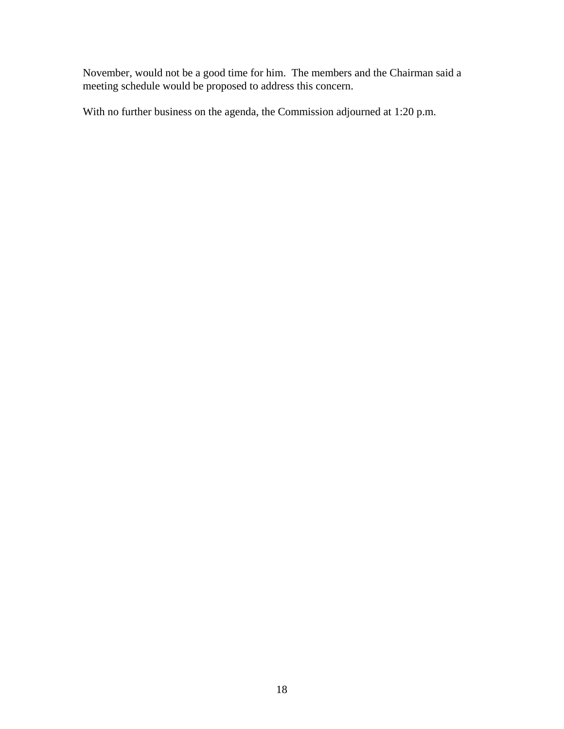November, would not be a good time for him. The members and the Chairman said a meeting schedule would be proposed to address this concern.

With no further business on the agenda, the Commission adjourned at 1:20 p.m.